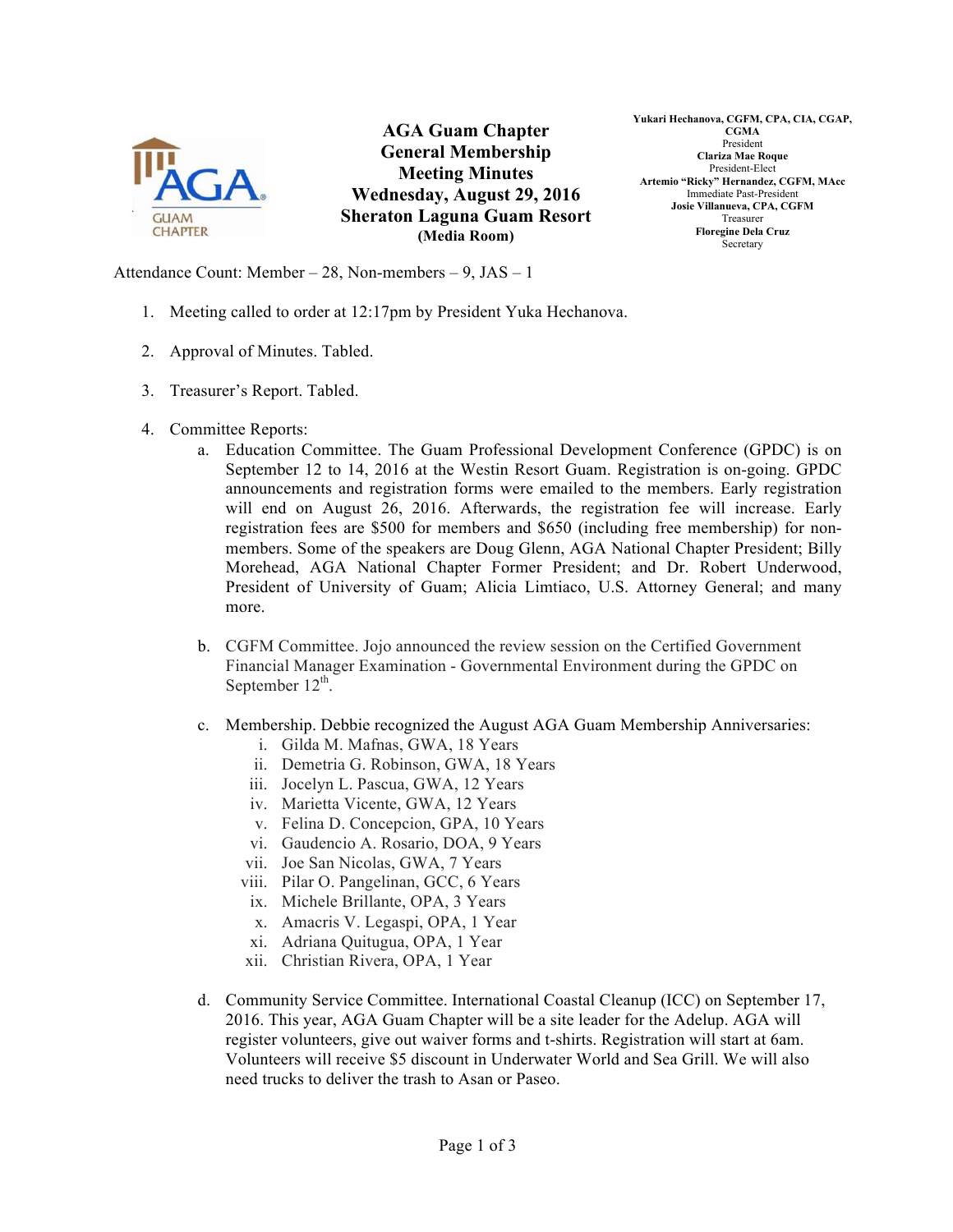# AGA Guam Chapter
## General Membership Meeting Minutes
### Wednesday, August 29, 2016
### Sheraton Laguna Guam Resort
**(Media Room)**

**Yukari Hechanova, CGFM, CPA, CIA, CGAP, CGMA**
President
**Clariza Mae Roque**
President-Elect
**Artemio "Ricky" Hernandez, CGFM, MAcc**
Immediate Past-President
**Josie Villanueva, CPA, CGFM**
Treasurer
**Floregine Dela Cruz**
Secretary

Attendance Count: Member – 28, Non-members – 9, JAS – 1

1. Meeting called to order at 12:17pm by President Yuka Hechanova.

2. Approval of Minutes. Tabled.

3. Treasurer's Report. Tabled.

4. Committee Reports:
   a. Education Committee. The Guam Professional Development Conference (GPDC) is on September 12 to 14, 2016 at the Westin Resort Guam. Registration is on-going. GPDC announcements and registration forms were emailed to the members. Early registration will end on August 26, 2016. Afterwards, the registration fee will increase. Early registration fees are $500 for members and $650 (including free membership) for non-members. Some of the speakers are Doug Glenn, AGA National Chapter President; Billy Morehead, AGA National Chapter Former President; and Dr. Robert Underwood, President of University of Guam; Alicia Limtiaco, U.S. Attorney General; and many more.

   b. CGFM Committee. Jojo announced the review session on the Certified Government Financial Manager Examination - Governmental Environment during the GPDC on September 12th.

   c. Membership. Debbie recognized the August AGA Guam Membership Anniversaries:
      i. Gilda M. Mafnas, GWA, 18 Years
      ii. Demetria G. Robinson, GWA, 18 Years
      iii. Jocelyn L. Pascua, GWA, 12 Years
      iv. Marietta Vicente, GWA, 12 Years
      v. Felina D. Concepcion, GPA, 10 Years
      vi. Gaudencio A. Rosario, DOA, 9 Years
      vii. Joe San Nicolas, GWA, 7 Years
      viii. Pilar O. Pangelinan, GCC, 6 Years
      ix. Michele Brillante, OPA, 3 Years
      x. Amacris V. Legaspi, OPA, 1 Year
      xi. Adriana Quitugua, OPA, 1 Year
      xii. Christian Rivera, OPA, 1 Year

   d. Community Service Committee. International Coastal Cleanup (ICC) on September 17, 2016. This year, AGA Guam Chapter will be a site leader for the Adelup. AGA will register volunteers, give out waiver forms and t-shirts. Registration will start at 6am. Volunteers will receive $5 discount in Underwater World and Sea Grill. We will also need trucks to deliver the trash to Asan or Paseo.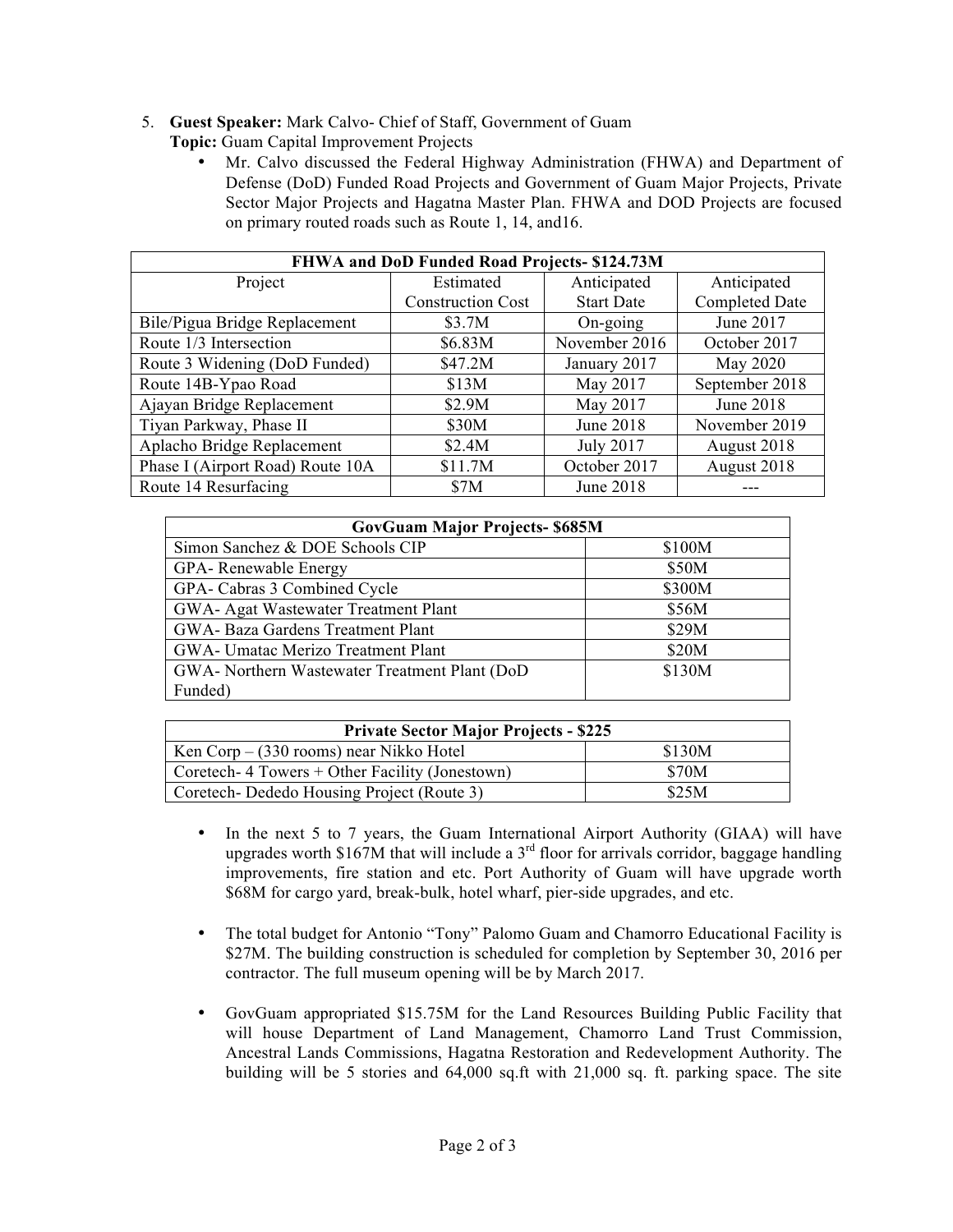5. **Guest Speaker:** Mark Calvo- Chief of Staff, Government of Guam
   **Topic:** Guam Capital Improvement Projects
   - Mr. Calvo discussed the Federal Highway Administration (FHWA) and Department of Defense (DoD) Funded Road Projects and Government of Guam Major Projects, Private Sector Major Projects and Hagatna Master Plan. FHWA and DOD Projects are focused on primary routed roads such as Route 1, 14, and16.

| FHWA and DoD Funded Road Projects- $124.73M | | | |
|---|---|---|---|
| Project | Estimated Construction Cost | Anticipated Start Date | Anticipated Completed Date |
| Bile/Pigua Bridge Replacement | $3.7M | On-going | June 2017 |
| Route 1/3 Intersection | $6.83M | November 2016 | October 2017 |
| Route 3 Widening (DoD Funded) | $47.2M | January 2017 | May 2020 |
| Route 14B-Ypao Road | $13M | May 2017 | September 2018 |
| Ajayan Bridge Replacement | $2.9M | May 2017 | June 2018 |
| Tiyan Parkway, Phase II | $30M | June 2018 | November 2019 |
| Aplacho Bridge Replacement | $2.4M | July 2017 | August 2018 |
| Phase I (Airport Road) Route 10A | $11.7M | October 2017 | August 2018 |
| Route 14 Resurfacing | $7M | June 2018 | --- |

| GovGuam Major Projects- $685M | |
|---|---|
| Simon Sanchez & DOE Schools CIP | $100M |
| GPA- Renewable Energy | $50M |
| GPA- Cabras 3 Combined Cycle | $300M |
| GWA- Agat Wastewater Treatment Plant | $56M |
| GWA- Baza Gardens Treatment Plant | $29M |
| GWA- Umatac Merizo Treatment Plant | $20M |
| GWA- Northern Wastewater Treatment Plant (DoD Funded) | $130M |

| Private Sector Major Projects - $225 | |
|---|---|
| Ken Corp – (330 rooms) near Nikko Hotel | $130M |
| Coretech- 4 Towers + Other Facility (Jonestown) | $70M |
| Coretech- Dededo Housing Project (Route 3) | $25M |

   - In the next 5 to 7 years, the Guam International Airport Authority (GIAA) will have upgrades worth $167M that will include a 3rd floor for arrivals corridor, baggage handling improvements, fire station and etc. Port Authority of Guam will have upgrade worth $68M for cargo yard, break-bulk, hotel wharf, pier-side upgrades, and etc.

   - The total budget for Antonio "Tony" Palomo Guam and Chamorro Educational Facility is $27M. The building construction is scheduled for completion by September 30, 2016 per contractor. The full museum opening will be by March 2017.

   - GovGuam appropriated $15.75M for the Land Resources Building Public Facility that will house Department of Land Management, Chamorro Land Trust Commission, Ancestral Lands Commissions, Hagatna Restoration and Redevelopment Authority. The building will be 5 stories and 64,000 sq.ft with 21,000 sq. ft. parking space. The site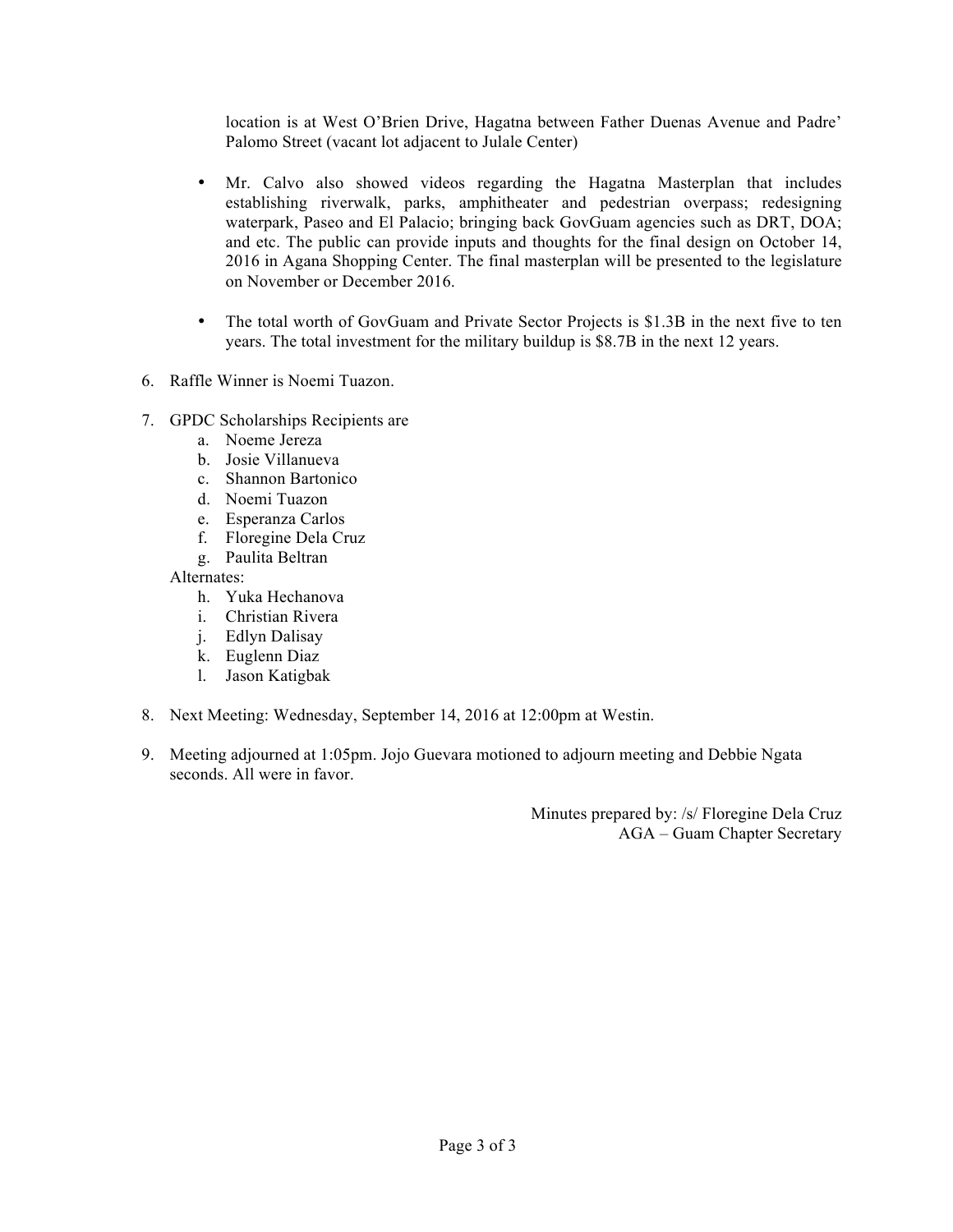location is at West O'Brien Drive, Hagatna between Father Duenas Avenue and Padre' Palomo Street (vacant lot adjacent to Julale Center)

- Mr. Calvo also showed videos regarding the Hagatna Masterplan that includes establishing riverwalk, parks, amphitheater and pedestrian overpass; redesigning waterpark, Paseo and El Palacio; bringing back GovGuam agencies such as DRT, DOA; and etc. The public can provide inputs and thoughts for the final design on October 14, 2016 in Agana Shopping Center. The final masterplan will be presented to the legislature on November or December 2016.

- The total worth of GovGuam and Private Sector Projects is $1.3B in the next five to ten years. The total investment for the military buildup is $8.7B in the next 12 years.

6. Raffle Winner is Noemi Tuazon.

7. GPDC Scholarships Recipients are
   a. Noeme Jereza
   b. Josie Villanueva
   c. Shannon Bartonico
   d. Noemi Tuazon
   e. Esperanza Carlos
   f. Floregine Dela Cruz
   g. Paulita Beltran

   Alternates:
   h. Yuka Hechanova
   i. Christian Rivera
   j. Edlyn Dalisay
   k. Euglenn Diaz
   l. Jason Katigbak

8. Next Meeting: Wednesday, September 14, 2016 at 12:00pm at Westin.

9. Meeting adjourned at 1:05pm. Jojo Guevara motioned to adjourn meeting and Debbie Ngata seconds. All were in favor.

Minutes prepared by: /s/ Floregine Dela Cruz
AGA – Guam Chapter Secretary